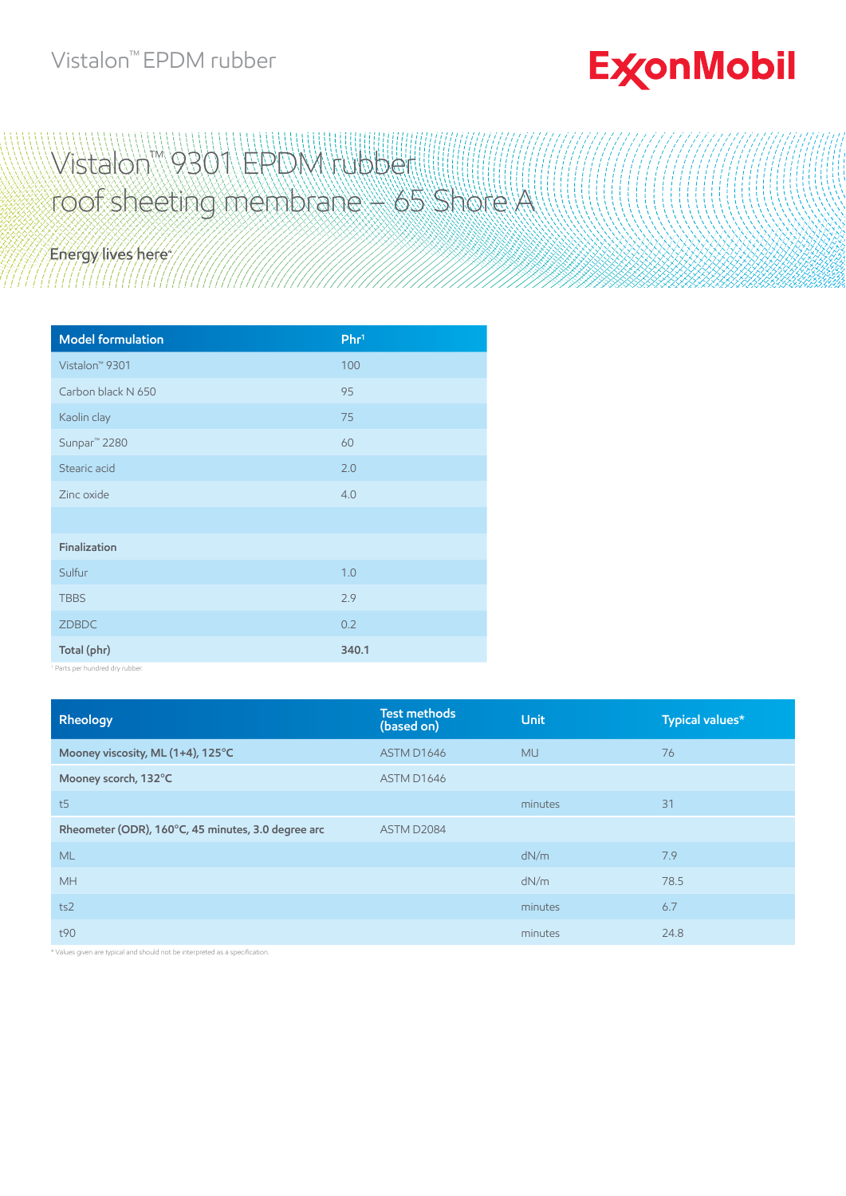Vistalon™ EPDM rubber

ExxonMobil

# Vistalon™ 9301 EPDM rubber roof sheeting membrane – 65 Shore A

Energy lives here™

| Model formulation | Phr[1] |
|---|---|
| Vistalon™ 9301 | 100 |
| Carbon black N 650 | 95 |
| Kaolin clay | 75 |
| Sunpar™ 2280 | 60 |
| Stearic acid | 2.0 |
| Zinc oxide | 4.0 |
| | |
| **Finalization** | |
| Sulfur | 1.0 |
| TBBS | 2.9 |
| ZDBDC | 0.2 |
| **Total (phr)** | **340.1** |

[1] Parts per hundred dry rubber.

| Rheology | Test methods (based on) | Unit | Typical values* |
|---|---|---|---|
| **Mooney viscosity, ML (1+4), 125°C** | ASTM D1646 | MU | 76 |
| **Mooney scorch, 132°C** | ASTM D1646 | | |
| t5 | | minutes | 31 |
| **Rheometer (ODR), 160°C, 45 minutes, 3.0 degree arc** | ASTM D2084 | | |
| ML | | dN/m | 7.9 |
| MH | | dN/m | 78.5 |
| ts2 | | minutes | 6.7 |
| t90 | | minutes | 24.8 |

* Values given are typical and should not be interpreted as a specification.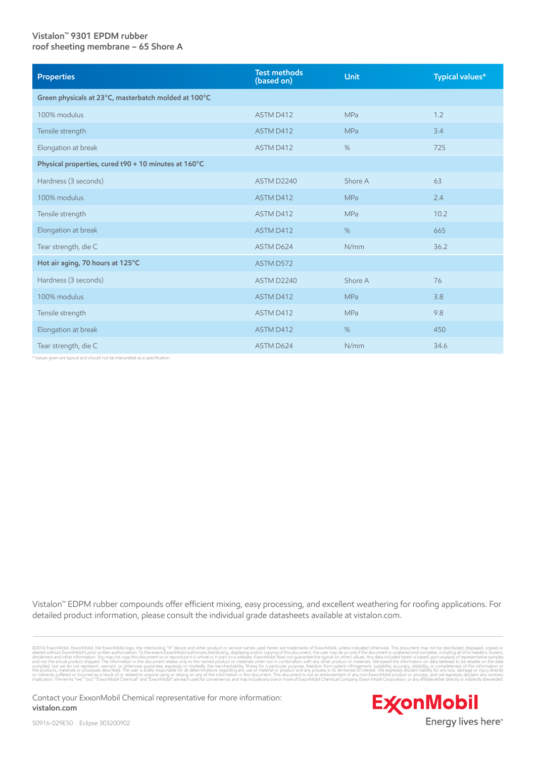## Vistalon™ 9301 EPDM rubber roof sheeting membrane – 65 Shore A

| Properties | Test methods (based on) | Unit | Typical values* |
|---|---|---|---|
| **Green physicals at 23°C, masterbatch molded at 100°C** | | | |
| 100% modulus | ASTM D412 | MPa | 1.2 |
| Tensile strength | ASTM D412 | MPa | 3.4 |
| Elongation at break | ASTM D412 | % | 725 |
| **Physical properties, cured t90 + 10 minutes at 160°C** | | | |
| Hardness (3 seconds) | ASTM D2240 | Shore A | 63 |
| 100% modulus | ASTM D412 | MPa | 2.4 |
| Tensile strength | ASTM D412 | MPa | 10.2 |
| Elongation at break | ASTM D412 | % | 665 |
| Tear strength, die C | ASTM D624 | N/mm | 36.2 |
| **Hot air aging, 70 hours at 125°C** | ASTM D572 | | |
| Hardness (3 seconds) | ASTM D2240 | Shore A | 76 |
| 100% modulus | ASTM D412 | MPa | 3.8 |
| Tensile strength | ASTM D412 | MPa | 9.8 |
| Elongation at break | ASTM D412 | % | 450 |
| Tear strength, die C | ASTM D624 | N/mm | 34.6 |

* Values given are typical and should not be interpreted as a specification.

Vistalon™ EDPM rubber compounds offer efficient mixing, easy processing, and excellent weathering for roofing applications. For detailed product information, please consult the individual grade datasheets available at vistalon.com.

©2016 ExxonMobil. ExxonMobil, the ExxonMobil logo, the interlocking "X" device and other product or service names used herein are trademarks of ExxonMobil, unless indicated otherwise. This document may not be distributed, displayed, copied or altered without ExxonMobil's prior written authorization. To the extent ExxonMobil authorizes distributing, displaying and/or copying of this document, the user may do so only if the document is unaltered and complete, including all of its headers, footers, disclaimers and other information. You may not copy this document to or reproduce it in whole or in part on a website. ExxonMobil does not guarantee the typical (or other) values. Any data included herein is based upon analysis of representative samples and not the actual product shipped. The information in this document relates only to the named product or materials when not in combination with any other product or materials. We based the information on data believed to be reliable on the date compiled, but we do not represent, warrant, or otherwise guarantee, expressly or impliedly, the merchantability, fitness for a particular purpose, freedom from patent infringement, suitability, accuracy, reliability, or completeness of this information or the products, materials or processes described. The user is solely responsible for all determinations regarding any use of material or product and any process in its territories of interest. We expressly disclaim liability for any loss, damage or injury directly or indirectly suffered or incurred as a result of or related to anyone using or relying on any of the information in this document. This document is not an endorsement of any non-ExxonMobil product or process, and we expressly disclaim any contrary implication. The terms "we," "our," "ExxonMobil Chemical" and "ExxonMobil" are each used for convenience, and may include any one or more of ExxonMobil Chemical Company, Exxon Mobil Corporation, or any affiliate either directly or indirectly stewarded.

Contact your ExxonMobil Chemical representative for more information:
**vistalon.com**

ExxonMobil
Energy lives here™

S0916-029E50 Eclipse 303200902